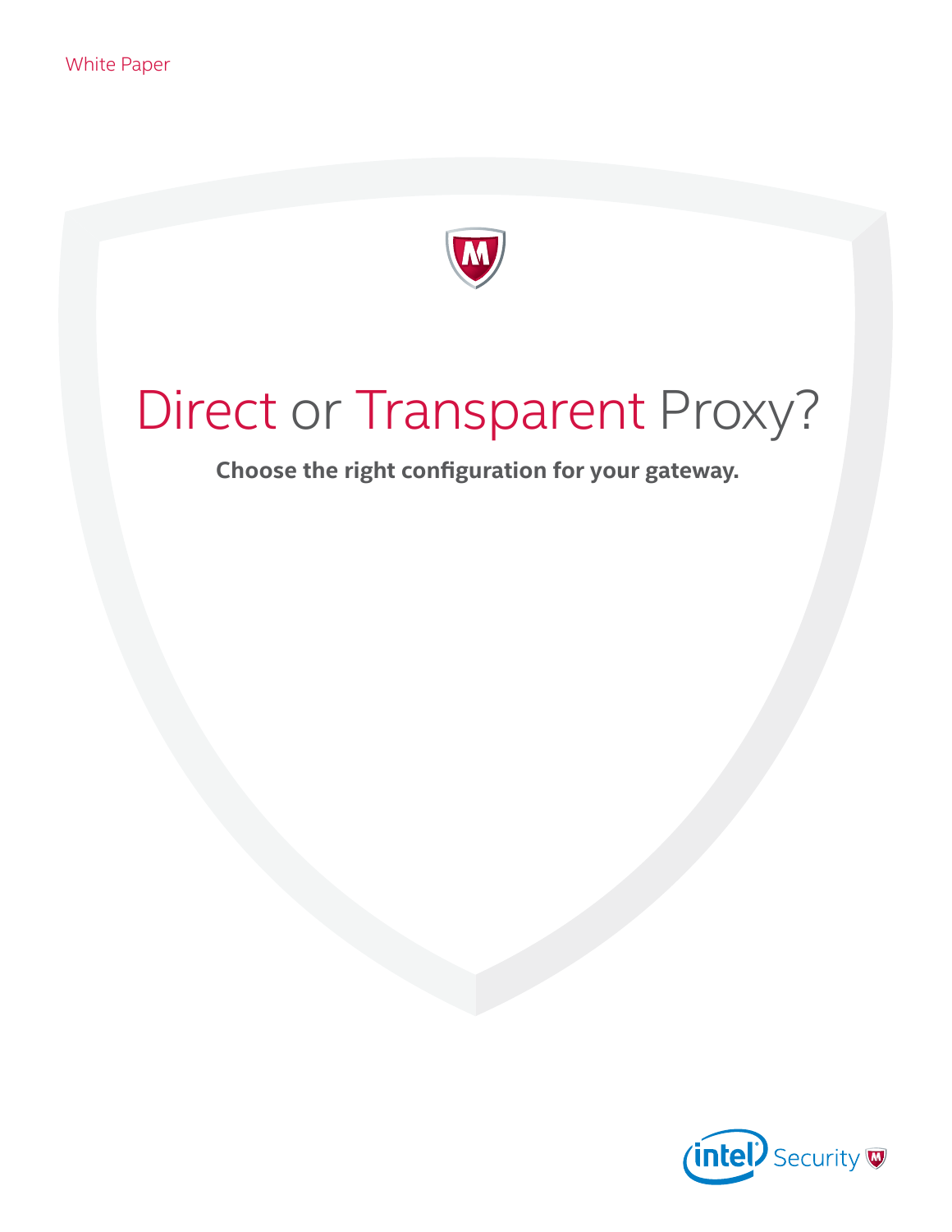White Paper

# Direct or Transparent Proxy?

**Choose the right configuration for your gateway.**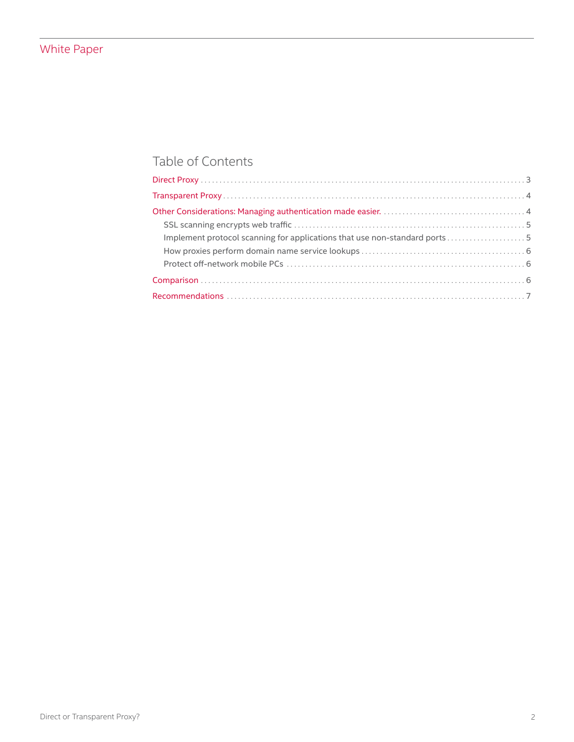## Table of Contents

- Direct Proxy ..... 3
- Transparent Proxy ..... 4
- Other Considerations: Managing authentication made easier. ..... 4
  - SSL scanning encrypts web traffic ..... 5
  - Implement protocol scanning for applications that use non-standard ports ..... 5
  - How proxies perform domain name service lookups ..... 6
  - Protect off-network mobile PCs ..... 6
- Comparison ..... 6
- Recommendations ..... 7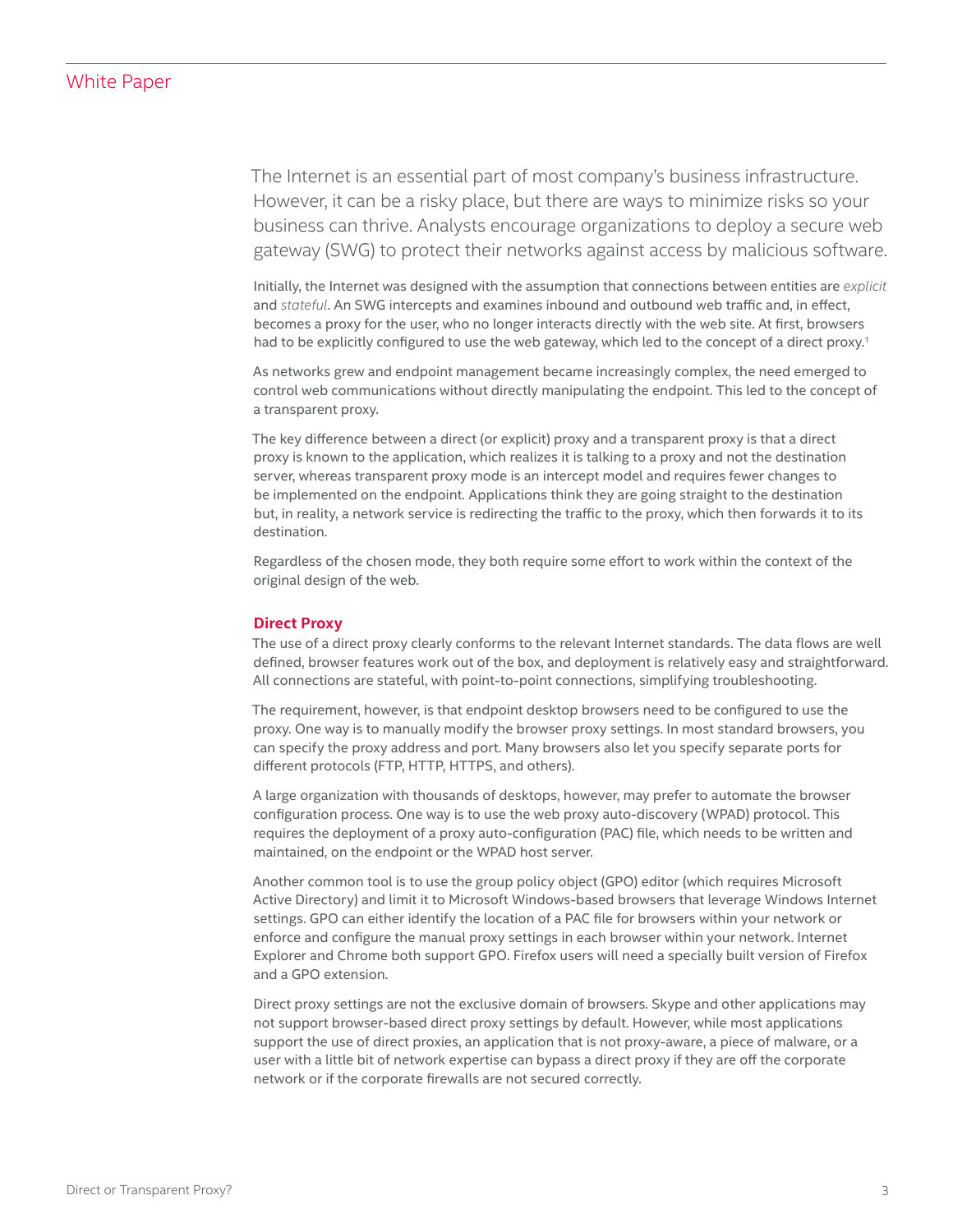The Internet is an essential part of most company's business infrastructure. However, it can be a risky place, but there are ways to minimize risks so your business can thrive. Analysts encourage organizations to deploy a secure web gateway (SWG) to protect their networks against access by malicious software.

Initially, the Internet was designed with the assumption that connections between entities are *explicit* and *stateful*. An SWG intercepts and examines inbound and outbound web traffic and, in effect, becomes a proxy for the user, who no longer interacts directly with the web site. At first, browsers had to be explicitly configured to use the web gateway, which led to the concept of a direct proxy.[1]

As networks grew and endpoint management became increasingly complex, the need emerged to control web communications without directly manipulating the endpoint. This led to the concept of a transparent proxy.

The key difference between a direct (or explicit) proxy and a transparent proxy is that a direct proxy is known to the application, which realizes it is talking to a proxy and not the destination server, whereas transparent proxy mode is an intercept model and requires fewer changes to be implemented on the endpoint. Applications think they are going straight to the destination but, in reality, a network service is redirecting the traffic to the proxy, which then forwards it to its destination.

Regardless of the chosen mode, they both require some effort to work within the context of the original design of the web.

## Direct Proxy

The use of a direct proxy clearly conforms to the relevant Internet standards. The data flows are well defined, browser features work out of the box, and deployment is relatively easy and straightforward. All connections are stateful, with point-to-point connections, simplifying troubleshooting.

The requirement, however, is that endpoint desktop browsers need to be configured to use the proxy. One way is to manually modify the browser proxy settings. In most standard browsers, you can specify the proxy address and port. Many browsers also let you specify separate ports for different protocols (FTP, HTTP, HTTPS, and others).

A large organization with thousands of desktops, however, may prefer to automate the browser configuration process. One way is to use the web proxy auto-discovery (WPAD) protocol. This requires the deployment of a proxy auto-configuration (PAC) file, which needs to be written and maintained, on the endpoint or the WPAD host server.

Another common tool is to use the group policy object (GPO) editor (which requires Microsoft Active Directory) and limit it to Microsoft Windows-based browsers that leverage Windows Internet settings. GPO can either identify the location of a PAC file for browsers within your network or enforce and configure the manual proxy settings in each browser within your network. Internet Explorer and Chrome both support GPO. Firefox users will need a specially built version of Firefox and a GPO extension.

Direct proxy settings are not the exclusive domain of browsers. Skype and other applications may not support browser-based direct proxy settings by default. However, while most applications support the use of direct proxies, an application that is not proxy-aware, a piece of malware, or a user with a little bit of network expertise can bypass a direct proxy if they are off the corporate network or if the corporate firewalls are not secured correctly.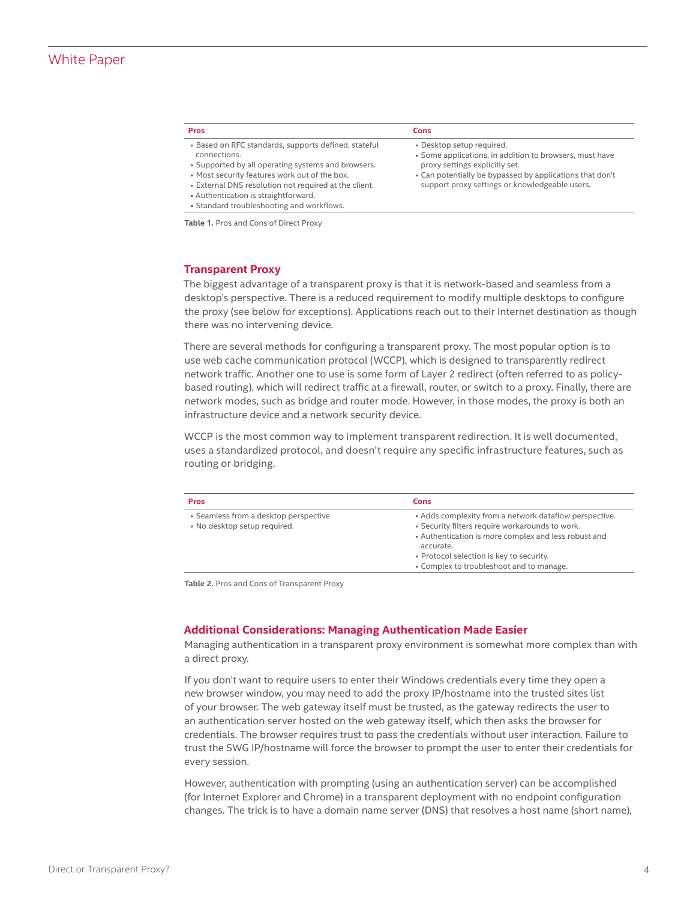| Pros | Cons |
|---|---|
| • Based on RFC standards, supports defined, stateful connections.<br>• Supported by all operating systems and browsers.<br>• Most security features work out of the box.<br>• External DNS resolution not required at the client.<br>• Authentication is straightforward.<br>• Standard troubleshooting and workflows. | • Desktop setup required.<br>• Some applications, in addition to browsers, must have proxy settings explicitly set.<br>• Can potentially be bypassed by applications that don't support proxy settings or knowledgeable users. |

**Table 1.** Pros and Cons of Direct Proxy

## Transparent Proxy

The biggest advantage of a transparent proxy is that it is network-based and seamless from a desktop's perspective. There is a reduced requirement to modify multiple desktops to configure the proxy (see below for exceptions). Applications reach out to their Internet destination as though there was no intervening device.

There are several methods for configuring a transparent proxy. The most popular option is to use web cache communication protocol (WCCP), which is designed to transparently redirect network traffic. Another one to use is some form of Layer 2 redirect (often referred to as policy-based routing), which will redirect traffic at a firewall, router, or switch to a proxy. Finally, there are network modes, such as bridge and router mode. However, in those modes, the proxy is both an infrastructure device and a network security device.

WCCP is the most common way to implement transparent redirection. It is well documented, uses a standardized protocol, and doesn't require any specific infrastructure features, such as routing or bridging.

| Pros | Cons |
|---|---|
| • Seamless from a desktop perspective.<br>• No desktop setup required. | • Adds complexity from a network dataflow perspective.<br>• Security filters require workarounds to work.<br>• Authentication is more complex and less robust and accurate.<br>• Protocol selection is key to security.<br>• Complex to troubleshoot and to manage. |

**Table 2.** Pros and Cons of Transparent Proxy

## Additional Considerations: Managing Authentication Made Easier

Managing authentication in a transparent proxy environment is somewhat more complex than with a direct proxy.

If you don't want to require users to enter their Windows credentials every time they open a new browser window, you may need to add the proxy IP/hostname into the trusted sites list of your browser. The web gateway itself must be trusted, as the gateway redirects the user to an authentication server hosted on the web gateway itself, which then asks the browser for credentials. The browser requires trust to pass the credentials without user interaction. Failure to trust the SWG IP/hostname will force the browser to prompt the user to enter their credentials for every session.

However, authentication with prompting (using an authentication server) can be accomplished (for Internet Explorer and Chrome) in a transparent deployment with no endpoint configuration changes. The trick is to have a domain name server (DNS) that resolves a host name (short name),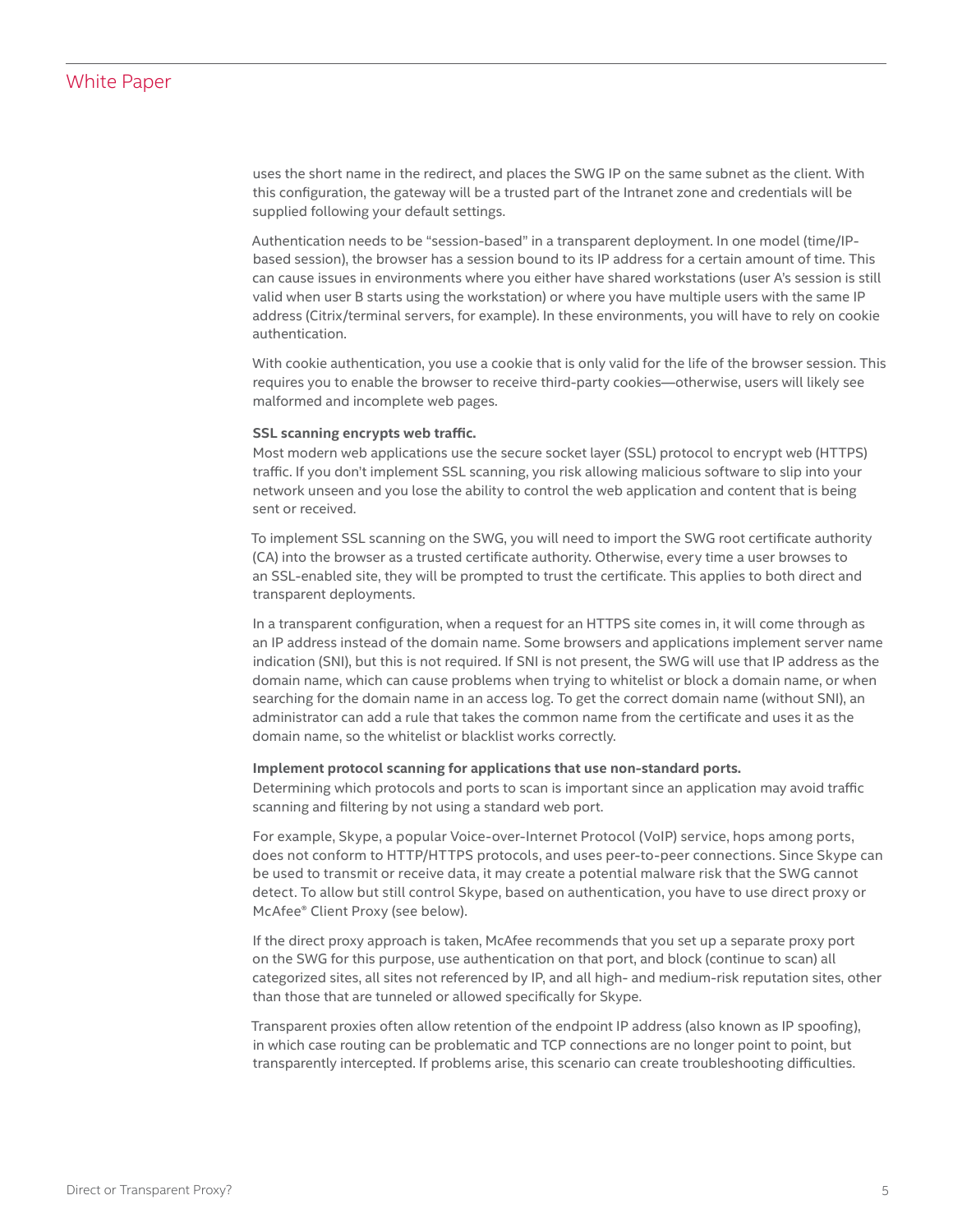uses the short name in the redirect, and places the SWG IP on the same subnet as the client. With this configuration, the gateway will be a trusted part of the Intranet zone and credentials will be supplied following your default settings.

Authentication needs to be "session-based" in a transparent deployment. In one model (time/IP-based session), the browser has a session bound to its IP address for a certain amount of time. This can cause issues in environments where you either have shared workstations (user A's session is still valid when user B starts using the workstation) or where you have multiple users with the same IP address (Citrix/terminal servers, for example). In these environments, you will have to rely on cookie authentication.

With cookie authentication, you use a cookie that is only valid for the life of the browser session. This requires you to enable the browser to receive third-party cookies—otherwise, users will likely see malformed and incomplete web pages.

**SSL scanning encrypts web traffic.**
Most modern web applications use the secure socket layer (SSL) protocol to encrypt web (HTTPS) traffic. If you don't implement SSL scanning, you risk allowing malicious software to slip into your network unseen and you lose the ability to control the web application and content that is being sent or received.

To implement SSL scanning on the SWG, you will need to import the SWG root certificate authority (CA) into the browser as a trusted certificate authority. Otherwise, every time a user browses to an SSL-enabled site, they will be prompted to trust the certificate. This applies to both direct and transparent deployments.

In a transparent configuration, when a request for an HTTPS site comes in, it will come through as an IP address instead of the domain name. Some browsers and applications implement server name indication (SNI), but this is not required. If SNI is not present, the SWG will use that IP address as the domain name, which can cause problems when trying to whitelist or block a domain name, or when searching for the domain name in an access log. To get the correct domain name (without SNI), an administrator can add a rule that takes the common name from the certificate and uses it as the domain name, so the whitelist or blacklist works correctly.

**Implement protocol scanning for applications that use non-standard ports.**
Determining which protocols and ports to scan is important since an application may avoid traffic scanning and filtering by not using a standard web port.

For example, Skype, a popular Voice-over-Internet Protocol (VoIP) service, hops among ports, does not conform to HTTP/HTTPS protocols, and uses peer-to-peer connections. Since Skype can be used to transmit or receive data, it may create a potential malware risk that the SWG cannot detect. To allow but still control Skype, based on authentication, you have to use direct proxy or McAfee® Client Proxy (see below).

If the direct proxy approach is taken, McAfee recommends that you set up a separate proxy port on the SWG for this purpose, use authentication on that port, and block (continue to scan) all categorized sites, all sites not referenced by IP, and all high- and medium-risk reputation sites, other than those that are tunneled or allowed specifically for Skype.

Transparent proxies often allow retention of the endpoint IP address (also known as IP spoofing), in which case routing can be problematic and TCP connections are no longer point to point, but transparently intercepted. If problems arise, this scenario can create troubleshooting difficulties.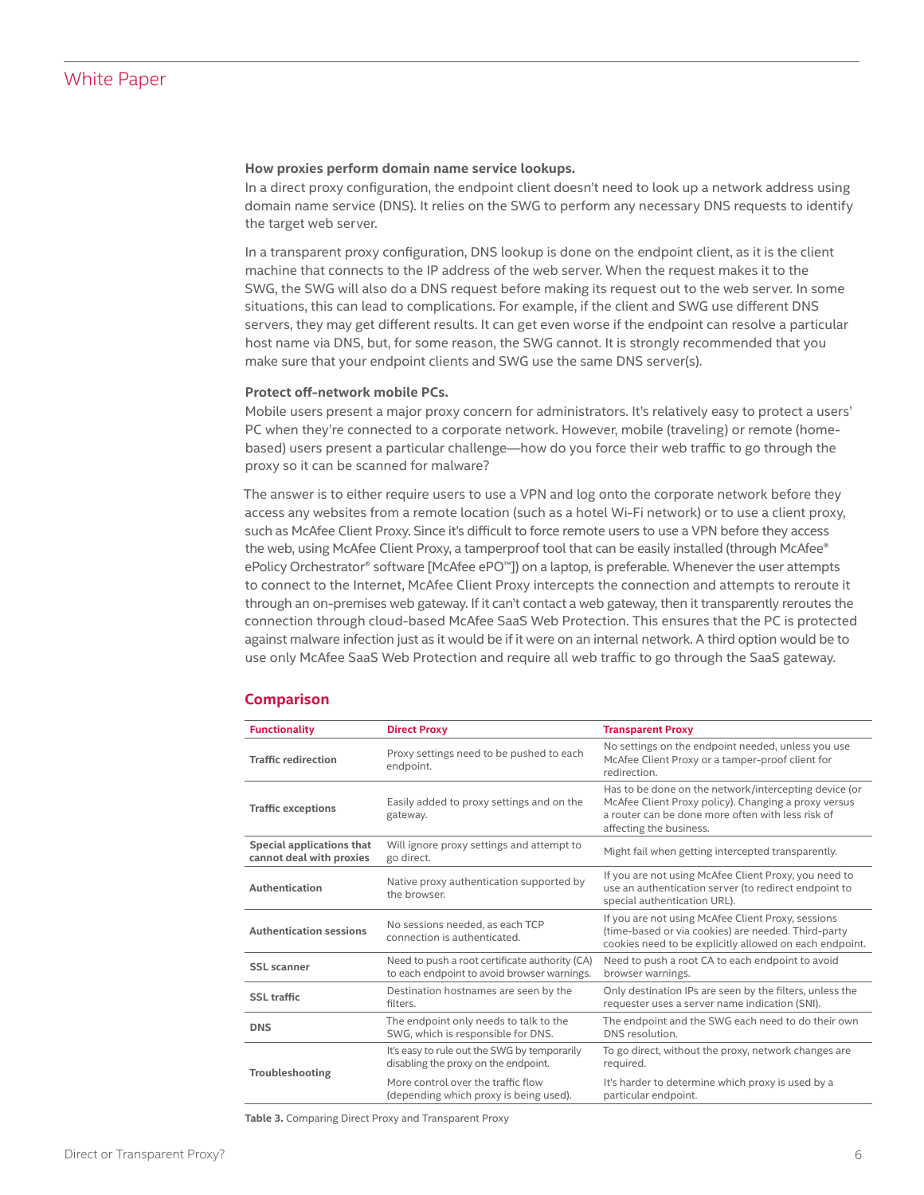**How proxies perform domain name service lookups.**
In a direct proxy configuration, the endpoint client doesn't need to look up a network address using domain name service (DNS). It relies on the SWG to perform any necessary DNS requests to identify the target web server.

In a transparent proxy configuration, DNS lookup is done on the endpoint client, as it is the client machine that connects to the IP address of the web server. When the request makes it to the SWG, the SWG will also do a DNS request before making its request out to the web server. In some situations, this can lead to complications. For example, if the client and SWG use different DNS servers, they may get different results. It can get even worse if the endpoint can resolve a particular host name via DNS, but, for some reason, the SWG cannot. It is strongly recommended that you make sure that your endpoint clients and SWG use the same DNS server(s).

**Protect off-network mobile PCs.**
Mobile users present a major proxy concern for administrators. It's relatively easy to protect a users' PC when they're connected to a corporate network. However, mobile (traveling) or remote (home-based) users present a particular challenge—how do you force their web traffic to go through the proxy so it can be scanned for malware?

The answer is to either require users to use a VPN and log onto the corporate network before they access any websites from a remote location (such as a hotel Wi-Fi network) or to use a client proxy, such as McAfee Client Proxy. Since it's difficult to force remote users to use a VPN before they access the web, using McAfee Client Proxy, a tamperproof tool that can be easily installed (through McAfee® ePolicy Orchestrator® software [McAfee ePO™]) on a laptop, is preferable. Whenever the user attempts to connect to the Internet, McAfee Client Proxy intercepts the connection and attempts to reroute it through an on-premises web gateway. If it can't contact a web gateway, then it transparently reroutes the connection through cloud-based McAfee SaaS Web Protection. This ensures that the PC is protected against malware infection just as it would be if it were on an internal network. A third option would be to use only McAfee SaaS Web Protection and require all web traffic to go through the SaaS gateway.

## Comparison

| Functionality | Direct Proxy | Transparent Proxy |
|---|---|---|
| **Traffic redirection** | Proxy settings need to be pushed to each endpoint. | No settings on the endpoint needed, unless you use McAfee Client Proxy or a tamper-proof client for redirection. |
| **Traffic exceptions** | Easily added to proxy settings and on the gateway. | Has to be done on the network/intercepting device (or McAfee Client Proxy policy). Changing a proxy versus a router can be done more often with less risk of affecting the business. |
| **Special applications that cannot deal with proxies** | Will ignore proxy settings and attempt to go direct. | Might fail when getting intercepted transparently. |
| **Authentication** | Native proxy authentication supported by the browser. | If you are not using McAfee Client Proxy, you need to use an authentication server (to redirect endpoint to special authentication URL). |
| **Authentication sessions** | No sessions needed, as each TCP connection is authenticated. | If you are not using McAfee Client Proxy, sessions (time-based or via cookies) are needed. Third-party cookies need to be explicitly allowed on each endpoint. |
| **SSL scanner** | Need to push a root certificate authority (CA) to each endpoint to avoid browser warnings. | Need to push a root CA to each endpoint to avoid browser warnings. |
| **SSL traffic** | Destination hostnames are seen by the filters. | Only destination IPs are seen by the filters, unless the requester uses a server name indication (SNI). |
| **DNS** | The endpoint only needs to talk to the SWG, which is responsible for DNS. | The endpoint and the SWG each need to do their own DNS resolution. |
| **Troubleshooting** | It's easy to rule out the SWG by temporarily disabling the proxy on the endpoint. | To go direct, without the proxy, network changes are required. |
| | More control over the traffic flow (depending which proxy is being used). | It's harder to determine which proxy is used by a particular endpoint. |

**Table 3.** Comparing Direct Proxy and Transparent Proxy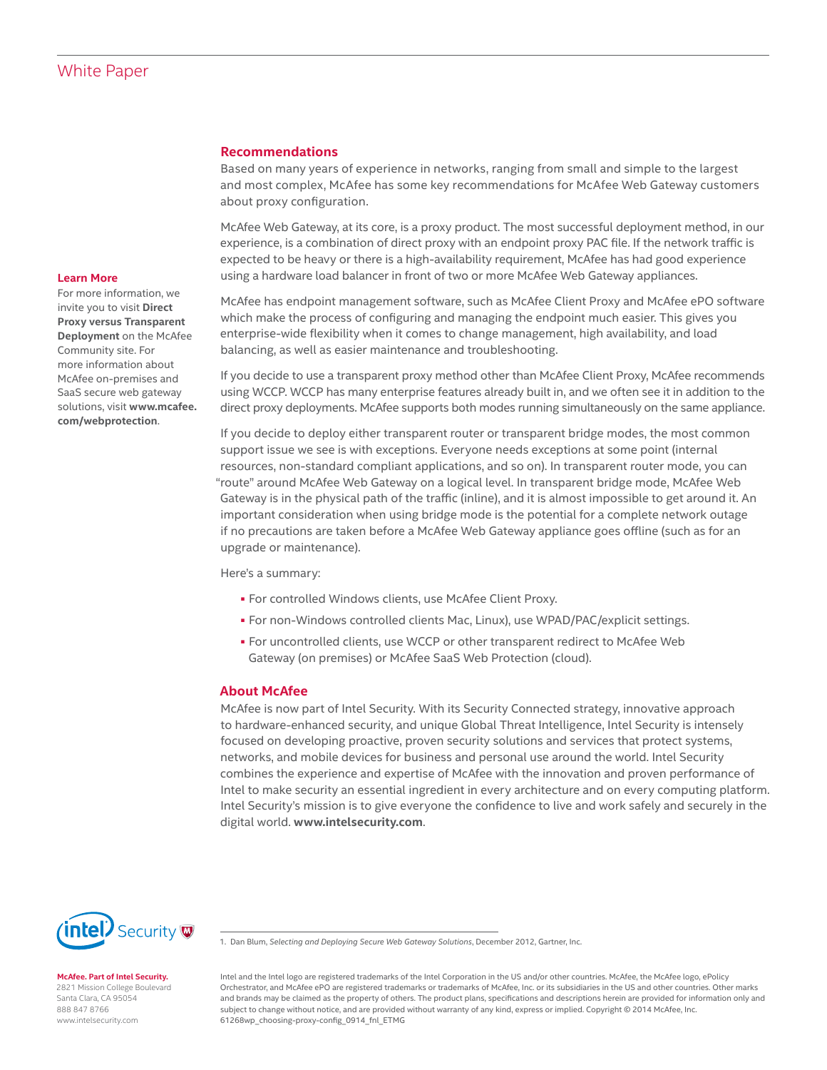## Recommendations

Based on many years of experience in networks, ranging from small and simple to the largest and most complex, McAfee has some key recommendations for McAfee Web Gateway customers about proxy configuration.

McAfee Web Gateway, at its core, is a proxy product. The most successful deployment method, in our experience, is a combination of direct proxy with an endpoint proxy PAC file. If the network traffic is expected to be heavy or there is a high-availability requirement, McAfee has had good experience using a hardware load balancer in front of two or more McAfee Web Gateway appliances.

McAfee has endpoint management software, such as McAfee Client Proxy and McAfee ePO software which make the process of configuring and managing the endpoint much easier. This gives you enterprise-wide flexibility when it comes to change management, high availability, and load balancing, as well as easier maintenance and troubleshooting.

If you decide to use a transparent proxy method other than McAfee Client Proxy, McAfee recommends using WCCP. WCCP has many enterprise features already built in, and we often see it in addition to the direct proxy deployments. McAfee supports both modes running simultaneously on the same appliance.

If you decide to deploy either transparent router or transparent bridge modes, the most common support issue we see is with exceptions. Everyone needs exceptions at some point (internal resources, non-standard compliant applications, and so on). In transparent router mode, you can "route" around McAfee Web Gateway on a logical level. In transparent bridge mode, McAfee Web Gateway is in the physical path of the traffic (inline), and it is almost impossible to get around it. An important consideration when using bridge mode is the potential for a complete network outage if no precautions are taken before a McAfee Web Gateway appliance goes offline (such as for an upgrade or maintenance).

Here's a summary:

- For controlled Windows clients, use McAfee Client Proxy.
- For non-Windows controlled clients Mac, Linux), use WPAD/PAC/explicit settings.
- For uncontrolled clients, use WCCP or other transparent redirect to McAfee Web Gateway (on premises) or McAfee SaaS Web Protection (cloud).

## About McAfee

McAfee is now part of Intel Security. With its Security Connected strategy, innovative approach to hardware-enhanced security, and unique Global Threat Intelligence, Intel Security is intensely focused on developing proactive, proven security solutions and services that protect systems, networks, and mobile devices for business and personal use around the world. Intel Security combines the experience and expertise of McAfee with the innovation and proven performance of Intel to make security an essential ingredient in every architecture and on every computing platform. Intel Security's mission is to give everyone the confidence to live and work safely and securely in the digital world. **www.intelsecurity.com**.

### Learn More

For more information, we invite you to visit **Direct Proxy versus Transparent Deployment** on the McAfee Community site. For more information about McAfee on-premises and SaaS secure web gateway solutions, visit **www.mcafee.com/webprotection**.

1. Dan Blum, *Selecting and Deploying Secure Web Gateway Solutions*, December 2012, Gartner, Inc.

**McAfee. Part of Intel Security.**
2821 Mission College Boulevard
Santa Clara, CA 95054
888 847 8766
www.intelsecurity.com

Intel and the Intel logo are registered trademarks of the Intel Corporation in the US and/or other countries. McAfee, the McAfee logo, ePolicy Orchestrator, and McAfee ePO are registered trademarks or trademarks of McAfee, Inc. or its subsidiaries in the US and other countries. Other marks and brands may be claimed as the property of others. The product plans, specifications and descriptions herein are provided for information only and subject to change without notice, and are provided without warranty of any kind, express or implied. Copyright © 2014 McAfee, Inc.
61268wp_choosing-proxy-config_0914_fnl_ETMG